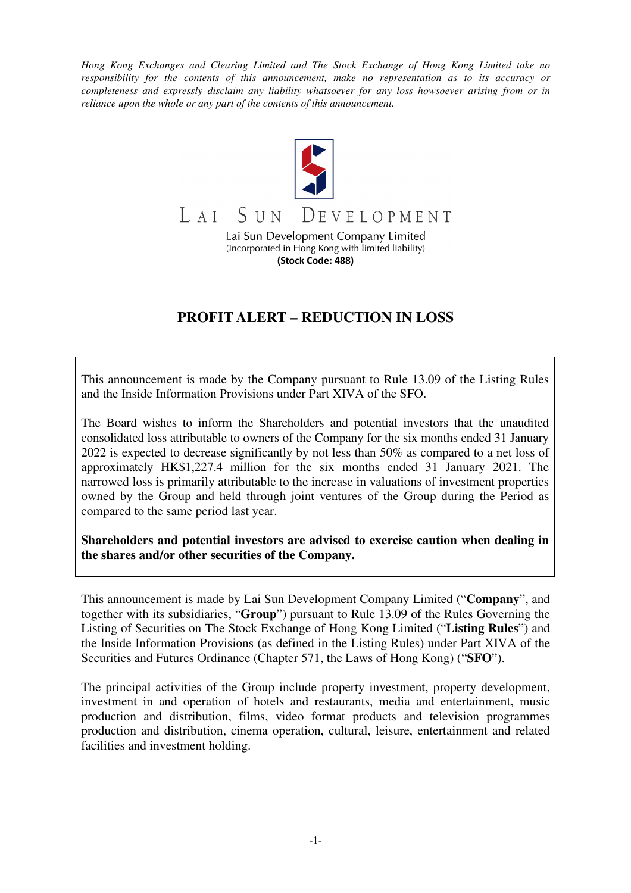*Hong Kong Exchanges and Clearing Limited and The Stock Exchange of Hong Kong Limited take no responsibility for the contents of this announcement, make no representation as to its accuracy or completeness and expressly disclaim any liability whatsoever for any loss howsoever arising from or in reliance upon the whole or any part of the contents of this announcement.*

LAI SUN DEVELOPMENT

Lai Sun Development Company Limited
(Incorporated in Hong Kong with limited liability)
**(Stock Code: 488)**

# PROFIT ALERT – REDUCTION IN LOSS

This announcement is made by the Company pursuant to Rule 13.09 of the Listing Rules and the Inside Information Provisions under Part XIVA of the SFO.

The Board wishes to inform the Shareholders and potential investors that the unaudited consolidated loss attributable to owners of the Company for the six months ended 31 January 2022 is expected to decrease significantly by not less than 50% as compared to a net loss of approximately HK$1,227.4 million for the six months ended 31 January 2021. The narrowed loss is primarily attributable to the increase in valuations of investment properties owned by the Group and held through joint ventures of the Group during the Period as compared to the same period last year.

**Shareholders and potential investors are advised to exercise caution when dealing in the shares and/or other securities of the Company.**

This announcement is made by Lai Sun Development Company Limited ("**Company**", and together with its subsidiaries, "**Group**") pursuant to Rule 13.09 of the Rules Governing the Listing of Securities on The Stock Exchange of Hong Kong Limited ("**Listing Rules**") and the Inside Information Provisions (as defined in the Listing Rules) under Part XIVA of the Securities and Futures Ordinance (Chapter 571, the Laws of Hong Kong) ("**SFO**").

The principal activities of the Group include property investment, property development, investment in and operation of hotels and restaurants, media and entertainment, music production and distribution, films, video format products and television programmes production and distribution, cinema operation, cultural, leisure, entertainment and related facilities and investment holding.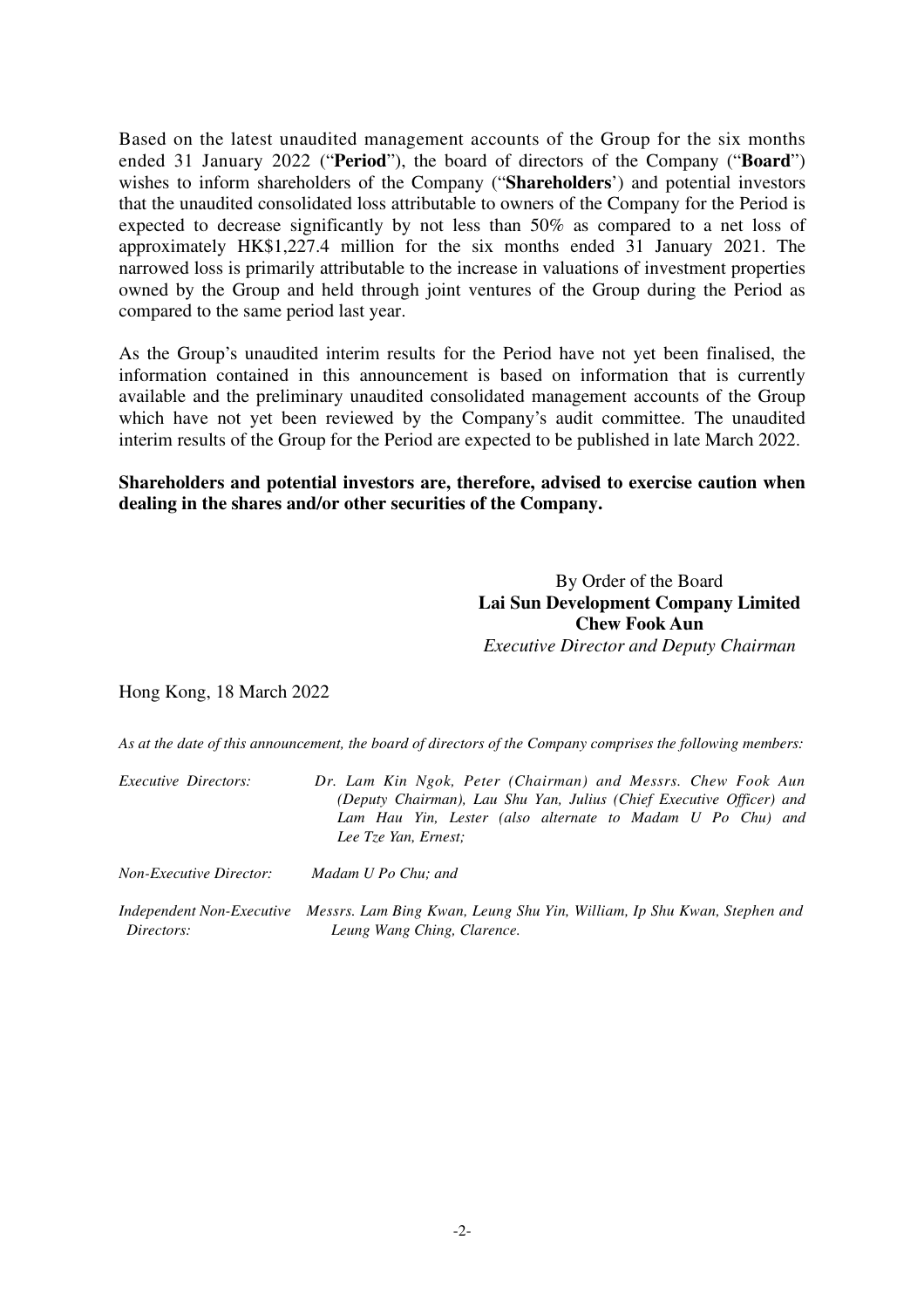Based on the latest unaudited management accounts of the Group for the six months ended 31 January 2022 ("**Period**"), the board of directors of the Company ("**Board**") wishes to inform shareholders of the Company ("**Shareholders**') and potential investors that the unaudited consolidated loss attributable to owners of the Company for the Period is expected to decrease significantly by not less than 50% as compared to a net loss of approximately HK$1,227.4 million for the six months ended 31 January 2021. The narrowed loss is primarily attributable to the increase in valuations of investment properties owned by the Group and held through joint ventures of the Group during the Period as compared to the same period last year.

As the Group's unaudited interim results for the Period have not yet been finalised, the information contained in this announcement is based on information that is currently available and the preliminary unaudited consolidated management accounts of the Group which have not yet been reviewed by the Company's audit committee. The unaudited interim results of the Group for the Period are expected to be published in late March 2022.

**Shareholders and potential investors are, therefore, advised to exercise caution when dealing in the shares and/or other securities of the Company.**

By Order of the Board
**Lai Sun Development Company Limited**
**Chew Fook Aun**
*Executive Director and Deputy Chairman*

Hong Kong, 18 March 2022

*As at the date of this announcement, the board of directors of the Company comprises the following members:*

| | |
|---|---|
| *Executive Directors:* | *Dr. Lam Kin Ngok, Peter (Chairman) and Messrs. Chew Fook Aun (Deputy Chairman), Lau Shu Yan, Julius (Chief Executive Officer) and Lam Hau Yin, Lester (also alternate to Madam U Po Chu) and Lee Tze Yan, Ernest;* |
| *Non-Executive Director:* | *Madam U Po Chu; and* |
| *Independent Non-Executive Directors:* | *Messrs. Lam Bing Kwan, Leung Shu Yin, William, Ip Shu Kwan, Stephen and Leung Wang Ching, Clarence.* |